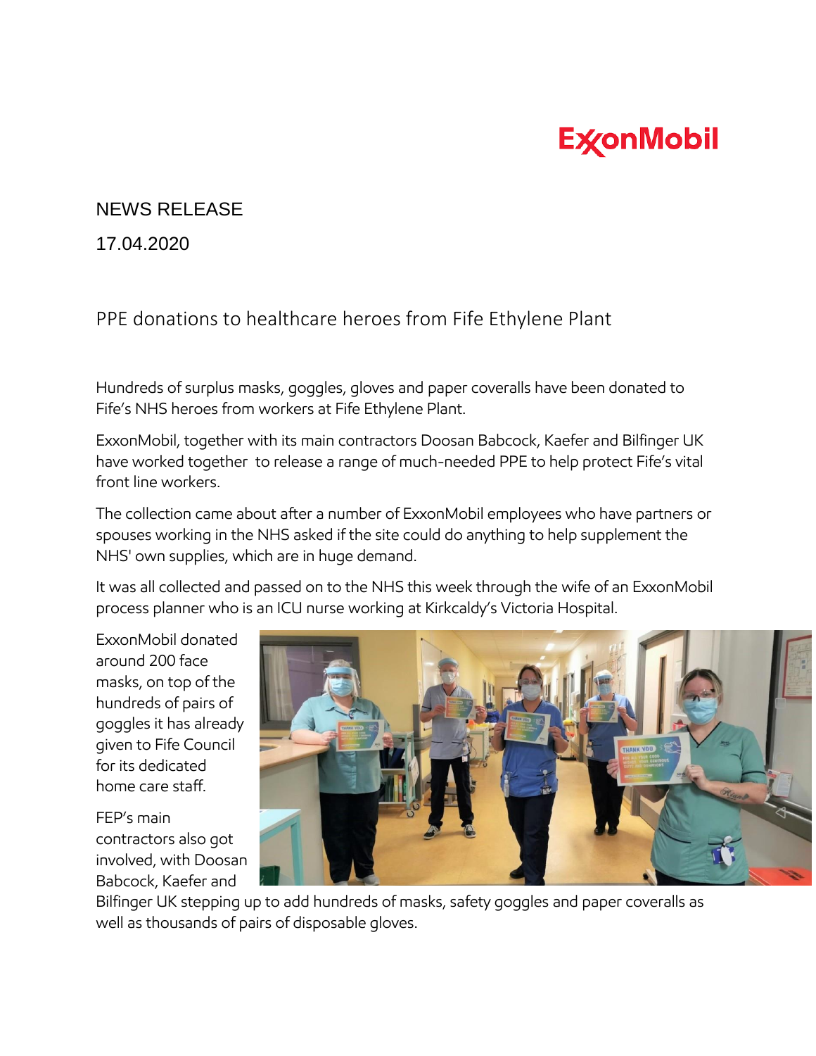ExxonMobil

NEWS RELEASE

17.04.2020

# PPE donations to healthcare heroes from Fife Ethylene Plant

Hundreds of surplus masks, goggles, gloves and paper coveralls have been donated to Fife's NHS heroes from workers at Fife Ethylene Plant.

ExxonMobil, together with its main contractors Doosan Babcock, Kaefer and Bilfinger UK have worked together to release a range of much-needed PPE to help protect Fife's vital front line workers.

The collection came about after a number of ExxonMobil employees who have partners or spouses working in the NHS asked if the site could do anything to help supplement the NHS' own supplies, which are in huge demand.

It was all collected and passed on to the NHS this week through the wife of an ExxonMobil process planner who is an ICU nurse working at Kirkcaldy's Victoria Hospital.

ExxonMobil donated around 200 face masks, on top of the hundreds of pairs of goggles it has already given to Fife Council for its dedicated home care staff.

FEP's main contractors also got involved, with Doosan Babcock, Kaefer and Bilfinger UK stepping up to add hundreds of masks, safety goggles and paper coveralls as well as thousands of pairs of disposable gloves.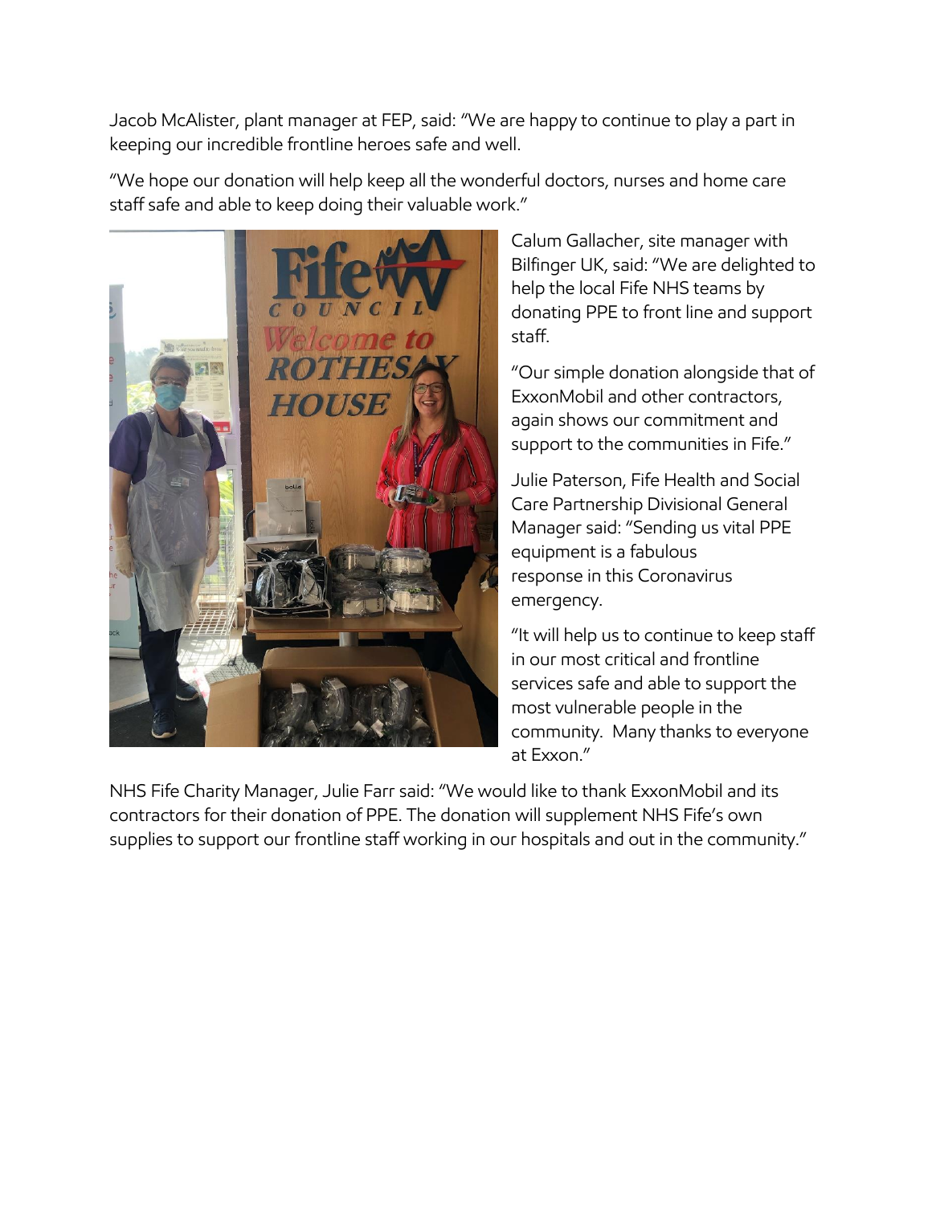Jacob McAlister, plant manager at FEP, said: "We are happy to continue to play a part in keeping our incredible frontline heroes safe and well.

"We hope our donation will help keep all the wonderful doctors, nurses and home care staff safe and able to keep doing their valuable work."

Calum Gallacher, site manager with Bilfinger UK, said: "We are delighted to help the local Fife NHS teams by donating PPE to front line and support staff.

"Our simple donation alongside that of ExxonMobil and other contractors, again shows our commitment and support to the communities in Fife."

Julie Paterson, Fife Health and Social Care Partnership Divisional General Manager said: "Sending us vital PPE equipment is a fabulous response in this Coronavirus emergency.

"It will help us to continue to keep staff in our most critical and frontline services safe and able to support the most vulnerable people in the community. Many thanks to everyone at Exxon."

NHS Fife Charity Manager, Julie Farr said: "We would like to thank ExxonMobil and its contractors for their donation of PPE. The donation will supplement NHS Fife's own supplies to support our frontline staff working in our hospitals and out in the community."